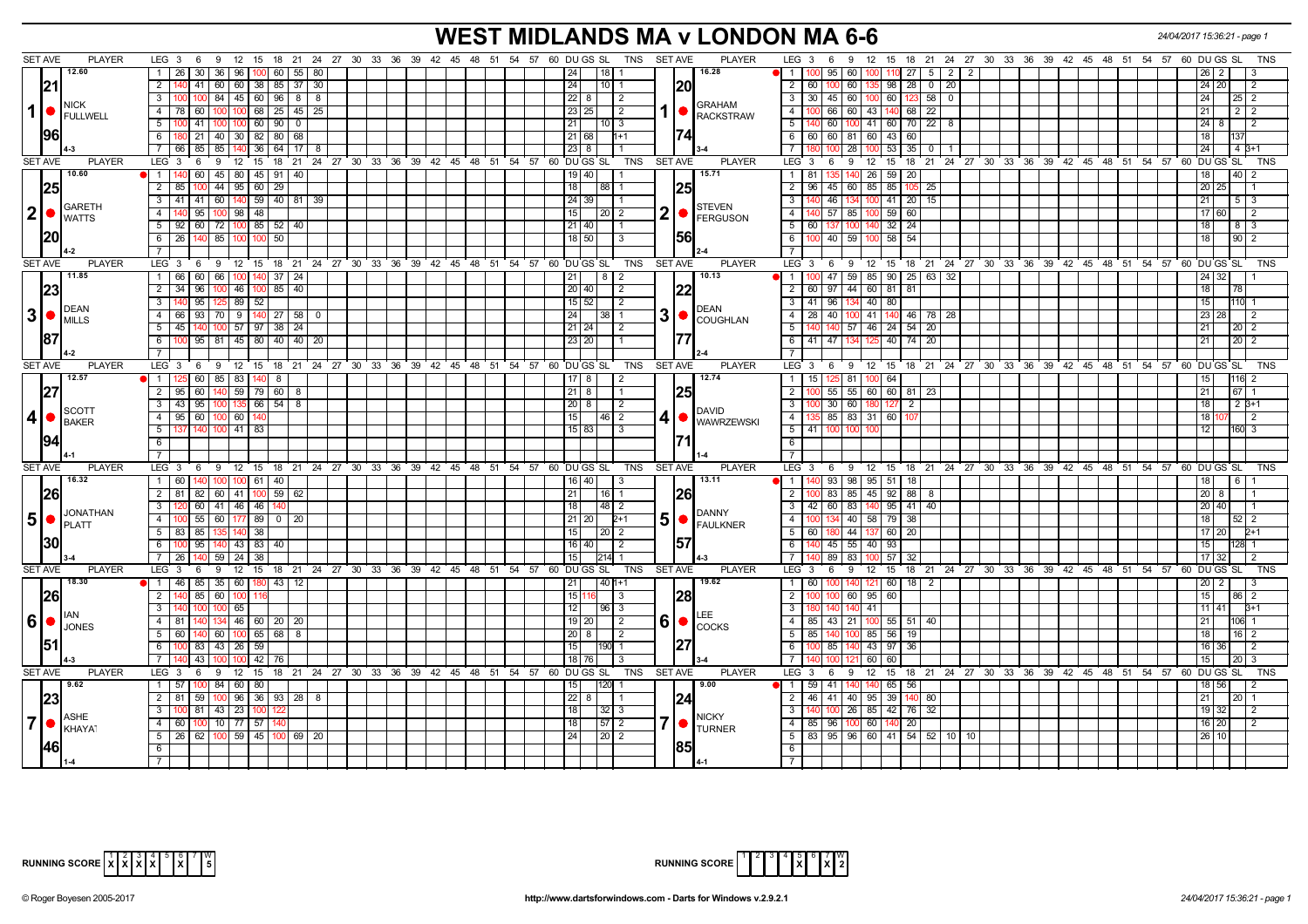# WEST MIDLANDS MA v LONDON MA 6-6

24/04/2017 15:36:21 - page 1

| SET AVE | PLAYER | LEG | Scores | DU | GS | SL | TNS | SET AVE | PLAYER | LEG | Scores | DU | GS | SL | TNS |
|---|---|---|---|---|---|---|---|---|---|---|---|---|---|---|---|
| 12.60 | 1 NICK FULLWELL | 1 | 26 30 36 96 100 60 55 80 | 24 | | 18 | 1 | 16.28 | 1 GRAHAM RACKSTRAW | 1 | 100 95 60 100 110 27 5 2 2 | 26 | 2 | | 3 |
| 21 | | 2 | 140 41 60 60 38 85 37 30 | 24 | | 10 | 1 | 20 | | 2 | 60 100 60 135 98 28 0 20 | 24 | 20 | | 2 |
| | | 3 | 100 100 84 45 60 96 8 8 | 22 | 8 | | 2 | | | 3 | 30 45 60 100 60 123 58 0 | 24 | | 25 | 2 |
| | | 4 | 78 60 100 100 68 25 45 25 | 23 | 25 | | 2 | | | 4 | 100 66 60 43 140 68 22 | 21 | | 2 | 2 |
| | | 5 | 100 41 100 100 60 90 0 | 21 | | 10 | 3 | | | 5 | 140 60 100 41 60 70 22 8 | 24 | 8 | | 2 |
| 96 | | 6 | 180 21 40 30 82 80 68 | 21 | 68 | | 1+1 | 74 | | 6 | 60 60 81 60 43 60 | 18 | | 137 | |
| | 4-3 | 7 | 66 85 85 140 36 64 17 8 | 23 | 8 | | 1 | | 3-4 | 7 | 180 100 28 100 53 35 0 1 | 24 | | 4 | 3+1 |
| 10.60 | 2 GARETH WATTS | 1 | 140 60 45 80 45 91 40 | 19 | 40 | | 1 | 15.71 | 2 STEVEN FERGUSON | 1 | 81 135 140 26 59 20 | 18 | | 40 | 2 |
| 25 | | 2 | 85 100 44 95 60 29 | 18 | | 88 | 1 | 25 | | 2 | 96 45 60 85 85 105 25 | 20 | 25 | | 1 |
| | | 3 | 41 41 60 140 59 40 81 39 | 24 | 39 | | 1 | | | 3 | 140 46 134 100 41 20 15 | 21 | | 5 | 3 |
| | | 4 | 140 95 100 98 48 | 15 | | 20 | 2 | | | 4 | 140 57 85 100 59 60 | 17 | 60 | | 2 |
| | | 5 | 92 60 72 100 85 52 40 | 21 | 40 | | 1 | | | 5 | 60 137 100 140 32 24 | 18 | | 8 | 3 |
| 20 | | 6 | 26 140 85 100 100 50 | 18 | 50 | | 3 | 56 | | 6 | 100 40 59 100 58 54 | 18 | | 90 | 2 |
| | 4-2 | 7 | | | | | | | 2-4 | 7 | | | | | |
| 11.85 | 3 DEAN MILLS | 1 | 66 60 66 100 140 37 24 | 21 | | 8 | 2 | 10.13 | 3 DEAN COUGHLAN | 1 | 100 47 59 85 90 25 63 32 | 24 | 32 | | 1 |
| 23 | | 2 | 34 96 100 46 100 85 40 | 20 | 40 | | 2 | 22 | | 2 | 60 97 44 60 81 81 | 18 | | 78 | |
| | | 3 | 140 95 125 89 52 | 15 | 52 | | 2 | | | 3 | 41 96 134 40 80 | 15 | | 110 | 1 |
| | | 4 | 66 93 70 9 140 27 58 0 | 24 | | 38 | 1 | | | 4 | 28 40 100 41 140 46 78 28 | 23 | 28 | | 2 |
| | | 5 | 45 140 100 57 97 38 24 | 21 | 24 | | 2 | | | 5 | 140 140 57 46 24 54 20 | 21 | | 20 | 2 |
| 87 | | 6 | 100 95 81 45 80 40 40 20 | 23 | 20 | | 1 | 77 | | 6 | 41 47 134 125 40 74 20 | 21 | | 20 | 2 |
| | 4-2 | 7 | | | | | | | 2-4 | 7 | | | | | |
| 12.57 | 4 SCOTT BAKER | 1 | 125 60 85 83 140 8 | 17 | 8 | | 2 | 12.74 | 4 DAVID WAWRZEWSKI | 1 | 15 125 81 100 64 | 15 | | 116 | 2 |
| 27 | | 2 | 95 60 140 59 79 60 8 | 21 | 8 | | 1 | 25 | | 2 | 100 55 55 60 60 81 23 | 21 | | 67 | 1 |
| | | 3 | 43 95 100 135 66 54 8 | 20 | 8 | | 2 | | | 3 | 100 30 60 180 127 2 | 18 | | 2 | 3+1 |
| | | 4 | 95 60 100 60 140 | 15 | | 46 | 2 | | | 4 | 135 85 83 31 60 107 | 18 | 107 | | 2 |
| 94 | | 5 | 137 140 100 41 83 | 15 | 83 | | 3 | 71 | | 5 | 41 100 100 100 | 12 | | 160 | 3 |
| | 4-1 | 6 | | | | | | | 1-4 | 6 | | | | | |
| 16.32 | 5 JONATHAN PLATT | 1 | 60 140 100 100 61 40 | 16 | 40 | | 3 | 13.11 | 5 DANNY FAULKNER | 1 | 140 93 98 95 51 18 | 18 | | 6 | 1 |
| 26 | | 2 | 81 82 60 41 100 59 62 | 21 | | 16 | 1 | 26 | | 2 | 100 83 85 45 92 88 8 | 20 | 8 | | 1 |
| | | 3 | 120 60 41 46 46 140 | 18 | | 48 | 2 | | | 3 | 42 60 83 140 95 41 40 | 20 | 40 | | 1 |
| | | 4 | 100 55 60 177 89 0 20 | 21 | 20 | | 2+1 | | | 4 | 100 134 40 58 79 38 | 18 | | 52 | 2 |
| | | 5 | 83 85 135 140 38 | 15 | | 20 | 2 | | | 5 | 60 180 44 137 60 20 | 17 | 20 | | 2+1 |
| 30 | | 6 | 100 95 140 43 83 40 | 16 | 40 | | 2 | 57 | | 6 | 140 45 55 40 93 | 15 | | 128 | 1 |
| | 3-4 | 7 | 26 140 59 24 38 | 15 | | 214 | 1 | | 4-3 | 7 | 140 89 83 100 57 32 | 17 | 32 | | 2 |
| 18.30 | 6 IAN JONES | 1 | 46 85 35 60 180 43 12 | 21 | | 40 | 1+1 | 19.62 | 6 LEE COCKS | 1 | 60 100 140 121 60 18 2 | 20 | 2 | | 3 |
| 26 | | 2 | 140 85 60 100 116 | 15 | 116 | | 3 | 28 | | 2 | 100 100 60 95 60 | 15 | | 86 | 2 |
| | | 3 | 140 100 100 65 | 12 | | 96 | 3 | | | 3 | 180 140 140 41 | 11 | 41 | | 3+1 |
| | | 4 | 81 140 134 46 60 20 20 | 19 | 20 | | 2 | | | 4 | 85 43 21 100 55 51 40 | 21 | | 106 | 1 |
| | | 5 | 60 140 60 100 65 68 8 | 20 | 8 | | 2 | | | 5 | 85 140 100 85 56 19 | 18 | | 16 | 2 |
| 51 | | 6 | 100 83 43 26 59 | 15 | | 190 | 1 | 27 | | 6 | 100 85 140 43 97 36 | 16 | 36 | | 2 |
| | 4-3 | 7 | 140 43 100 100 42 76 | 18 | 76 | | 3 | | 3-4 | 7 | 140 100 121 60 60 | 15 | | 20 | 3 |
| 9.62 | 7 ASHE KHAYAT | 1 | 57 100 84 60 80 | 15 | | 120 | 1 | 9.00 | 7 NICKY TURNER | 1 | 59 41 140 140 65 56 | 18 | 56 | | 2 |
| 23 | | 2 | 81 59 100 96 36 93 28 8 | 22 | 8 | | 1 | 24 | | 2 | 46 41 40 95 39 140 80 | 21 | | 20 | 1 |
| | | 3 | 100 81 43 23 100 122 | 18 | | 32 | 3 | | | 3 | 140 100 26 85 42 76 32 | 19 | 32 | | 2 |
| | | 4 | 60 100 10 77 57 140 | 18 | | 57 | 2 | | | 4 | 85 96 100 60 140 20 | 16 | 20 | | 2 |
| | | 5 | 26 62 100 59 45 100 69 20 | 24 | | 20 | 2 | | | 5 | 83 95 96 60 41 54 52 10 10 | 26 | 10 | | |
| 46 | | 6 | | | | | | 85 | | 6 | | | | | |
| | 1-4 | 7 | | | | | | | 4-1 | 7 | | | | | |

RUNNING SCORE: X X X X _ X _ — W: 5

RUNNING SCORE: _ _ _ _ X _ X — W: 2

© Roger Boyesen 2005-2017 http://www.dartsforwindows.com - Darts for Windows v.2.9.2.1 24/04/2017 15:36:21 - page 1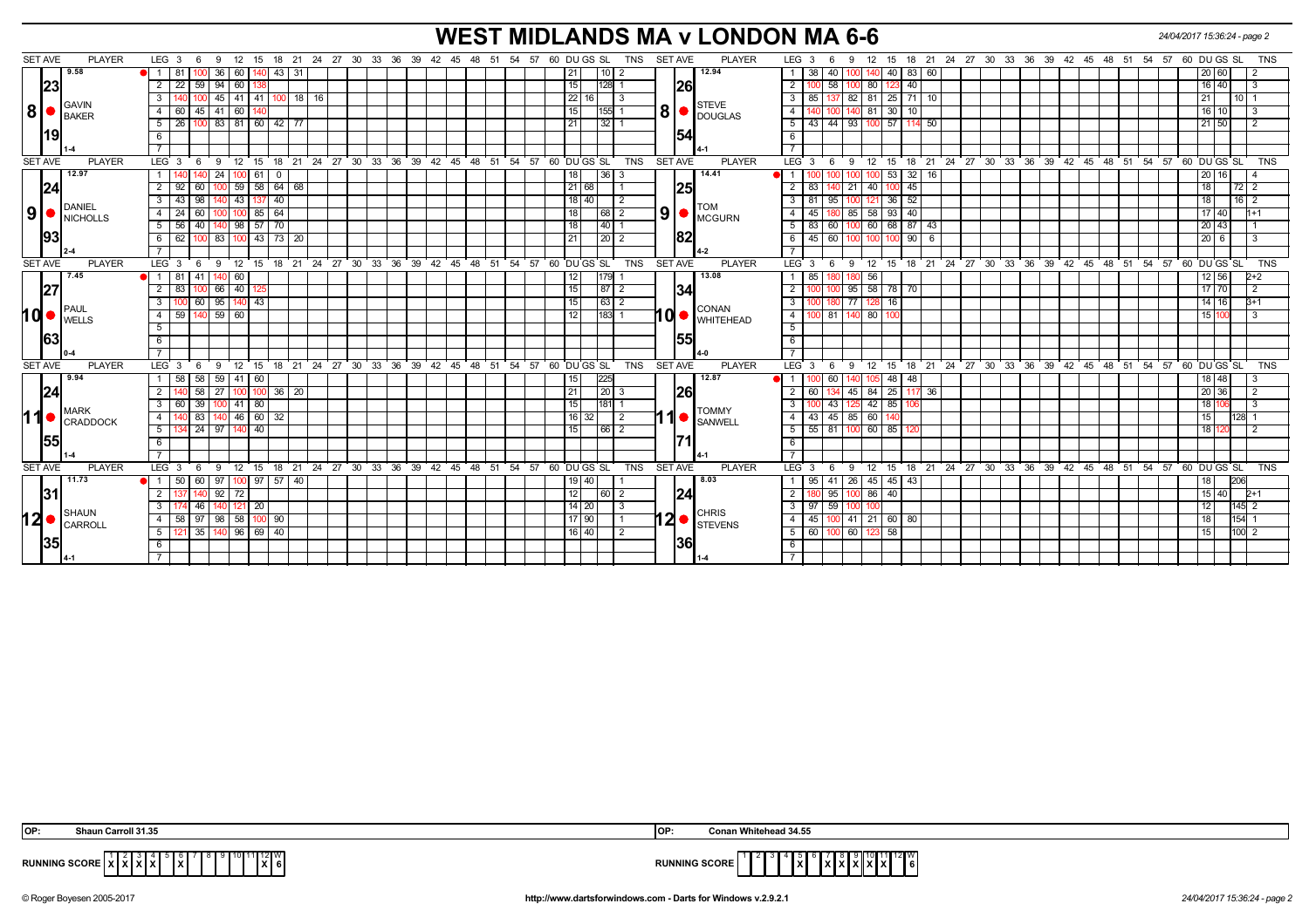# WEST MIDLANDS MA v LONDON MA 6-6

24/04/2017 15:36:24 - page 2

| SET AVE | PLAYER | LEG | 3 | 6 | 9 | 12 | 15 | 18 | 21 | 24 | DU | GS | SL | TNS | SET AVE | PLAYER | LEG | 3 | 6 | 9 | 12 | 15 | 18 | 21 | 24 | DU | GS | SL | TNS |
|---|---|---|---|---|---|---|---|---|---|---|---|---|---|---|---|---|---|---|---|---|---|---|---|---|---|---|---|---|---|
| 9.58 | | 1 | 81 | 100 | 36 | 60 | 140 | 43 | 31 | | 21 | | 10 | 2 | 12.94 | | 1 | 38 | 40 | 100 | 140 | 40 | 83 | 60 | | 20 | 60 | | 2 |
| 23 | | 2 | 22 | 59 | 94 | 60 | 138 | | | | 15 | | 128 | 1 | 26 | | 2 | 100 | 58 | 100 | 80 | 123 | 40 | | | 16 | 40 | | 3 |
| | GAVIN BAKER | 3 | 140 | 100 | 45 | 41 | 41 | 100 | 18 | 16 | 22 | 16 | | 3 | | STEVE DOUGLAS | 3 | 85 | 137 | 82 | 81 | 25 | 71 | 10 | | 21 | | 10 | 1 |
| 8 | | 4 | 60 | 45 | 41 | 60 | 140 | | | | 15 | | 155 | 1 | 8 | | 4 | 140 | 100 | 140 | 81 | 30 | 10 | | | 16 | 10 | | 3 |
| 19 | | 5 | 26 | 100 | 83 | 81 | 60 | 42 | 77 | | 21 | | 32 | 1 | 54 | | 5 | 43 | 44 | 93 | 100 | 57 | 114 | 50 | | 21 | 50 | | 2 |
| 1-4 | | 6 | | | | | | | | | | | | | 4-1 | | 6 | | | | | | | | | | | | |

| SET AVE | PLAYER | LEG | 3 | 6 | 9 | 12 | 15 | 18 | 21 | 24 | DU | GS | SL | TNS | SET AVE | PLAYER | LEG | 3 | 6 | 9 | 12 | 15 | 18 | 21 | 24 | DU | GS | SL | TNS |
|---|---|---|---|---|---|---|---|---|---|---|---|---|---|---|---|---|---|---|---|---|---|---|---|---|---|---|---|---|---|
| 12.97 | | 1 | 140 | 140 | 24 | 100 | 61 | 0 | | | 18 | | 36 | 3 | 14.41 | | 1 | 100 | 100 | 100 | 100 | 53 | 32 | 16 | | 20 | 16 | | 4 |
| 24 | | 2 | 92 | 60 | 100 | 59 | 58 | 64 | 68 | | 21 | 68 | | 1 | 25 | | 2 | 83 | 140 | 21 | 40 | 100 | 45 | | | 18 | | 72 | 2 |
| | DANIEL NICHOLLS | 3 | 43 | 98 | 140 | 43 | 137 | 40 | | | 18 | 40 | | 2 | | TOM MCGURN | 3 | 81 | 95 | 100 | 121 | 36 | 52 | | | 18 | | 16 | 2 |
| 9 | | 4 | 24 | 60 | 100 | 100 | 85 | 64 | | | 18 | | 68 | 2 | 9 | | 4 | 45 | 180 | 85 | 58 | 93 | 40 | | | 17 | 40 | | 1+1 |
| 93 | | 5 | 56 | 40 | 140 | 98 | 57 | 70 | | | 18 | | 40 | 1 | 82 | | 5 | 83 | 60 | 100 | 60 | 68 | 87 | 43 | | 20 | 43 | | 1 |
| 2-4 | | 6 | 62 | 100 | 83 | 100 | 43 | 73 | 20 | | 21 | | 20 | 2 | 4-2 | | 6 | 45 | 60 | 100 | 100 | 100 | 90 | 6 | | 20 | 6 | | 3 |

| SET AVE | PLAYER | LEG | 3 | 6 | 9 | 12 | 15 | DU | GS | SL | TNS | SET AVE | PLAYER | LEG | 3 | 6 | 9 | 12 | 15 | 18 | DU | GS | SL | TNS |
|---|---|---|---|---|---|---|---|---|---|---|---|---|---|---|---|---|---|---|---|---|---|---|---|---|
| 7.45 | | 1 | 81 | 41 | 140 | 60 | | 12 | | 179 | 1 | 13.08 | | 1 | 85 | 180 | 180 | 56 | | | 12 | 56 | | 2+2 |
| 27 | | 2 | 83 | 100 | 66 | 40 | 125 | 15 | | 87 | 2 | 34 | | 2 | 100 | 100 | 95 | 58 | 78 | 70 | 17 | 70 | | 2 |
| | PAUL WELLS | 3 | 100 | 60 | 95 | 140 | 43 | 15 | | 63 | 2 | | CONAN WHITEHEAD | 3 | 100 | 180 | 77 | 128 | 16 | | 14 | 16 | | 3+1 |
| 10 | | 4 | 59 | 140 | 59 | 60 | | 12 | | 183 | 1 | 10 | | 4 | 100 | 81 | 140 | 80 | 100 | | 15 | 100 | | 3 |
| 63 | | 5 | | | | | | | | | | 55 | | 5 | | | | | | | | | | |
| 0-4 | | 6 | | | | | | | | | | 4-0 | | 6 | | | | | | | | | | |

| SET AVE | PLAYER | LEG | 3 | 6 | 9 | 12 | 15 | 18 | 21 | DU | GS | SL | TNS | SET AVE | PLAYER | LEG | 3 | 6 | 9 | 12 | 15 | 18 | 21 | DU | GS | SL | TNS |
|---|---|---|---|---|---|---|---|---|---|---|---|---|---|---|---|---|---|---|---|---|---|---|---|---|---|---|---|
| 9.94 | | 1 | 58 | 58 | 59 | 41 | 60 | | | 15 | | 225 | | 12.87 | | 1 | 100 | 60 | 140 | 105 | 48 | 48 | | 18 | 48 | | 3 |
| 24 | | 2 | 140 | 58 | 27 | 100 | 100 | 36 | 20 | 21 | | 20 | 3 | 26 | | 2 | 60 | 134 | 45 | 84 | 25 | 117 | 36 | 20 | 36 | | 2 |
| | MARK CRADDOCK | 3 | 60 | 39 | 100 | 41 | 80 | | | 15 | | 181 | 1 | | TOMMY SANWELL | 3 | 100 | 43 | 125 | 42 | 85 | 106 | | 18 | 106 | | 3 |
| 11 | | 4 | 140 | 83 | 140 | 46 | 60 | 32 | | 16 | 32 | | 2 | 11 | | 4 | 43 | 45 | 85 | 60 | 140 | | | 15 | | 128 | 1 |
| 55 | | 5 | 134 | 24 | 97 | 140 | 40 | | | 15 | | 66 | 2 | 71 | | 5 | 55 | 81 | 100 | 60 | 85 | 120 | | 18 | 120 | | 2 |
| 1-4 | | 6 | | | | | | | | | | | | 4-1 | | 6 | | | | | | | | | | | |

| SET AVE | PLAYER | LEG | 3 | 6 | 9 | 12 | 15 | 18 | 21 | DU | GS | SL | TNS | SET AVE | PLAYER | LEG | 3 | 6 | 9 | 12 | 15 | 18 | DU | GS | SL | TNS |
|---|---|---|---|---|---|---|---|---|---|---|---|---|---|---|---|---|---|---|---|---|---|---|---|---|---|---|
| 11.73 | | 1 | 50 | 60 | 97 | 100 | 97 | 57 | 40 | 19 | 40 | | 1 | 8.03 | | 1 | 95 | 41 | 26 | 45 | 45 | 43 | 18 | | 206 | |
| 31 | | 2 | 137 | 140 | 92 | 72 | | | | 12 | | 60 | 2 | 24 | | 2 | 180 | 95 | 100 | 86 | 40 | | 15 | 40 | | 2+1 |
| | SHAUN CARROLL | 3 | 174 | 46 | 140 | 121 | 20 | | | 14 | 20 | | 3 | | CHRIS STEVENS | 3 | 97 | 59 | 100 | 100 | | | 12 | | 145 | 2 |
| 12 | | 4 | 58 | 97 | 98 | 58 | 100 | 90 | | 17 | 90 | | 1 | 12 | | 4 | 45 | 100 | 41 | 21 | 60 | 80 | 18 | | 154 | 1 |
| 35 | | 5 | 121 | 35 | 140 | 96 | 69 | 40 | | 16 | 40 | | 2 | 36 | | 5 | 60 | 100 | 60 | 123 | 58 | | 15 | | 100 | 2 |
| 4-1 | | 6 | | | | | | | | | | | | 1-4 | | 6 | | | | | | | | | | |

OP: Shaun Carroll 31.35

OP: Conan Whitehead 34.55

| RUNNING SCORE | 1 | 2 | 3 | 4 | 5 | 6 | 7 | 8 | 9 | 10 | 11 | 12 | W |
|---|---|---|---|---|---|---|---|---|---|---|---|---|---|
| WEST MIDLANDS MA | X | X | X | X | | X | | | | | | X | 6 |
| LONDON MA | | | | | X | | X | X | X | X | X | | 6 |

© Roger Boyesen 2005-2017 http://www.dartsforwindows.com - Darts for Windows v.2.9.2.1 24/04/2017 15:36:24 - page 2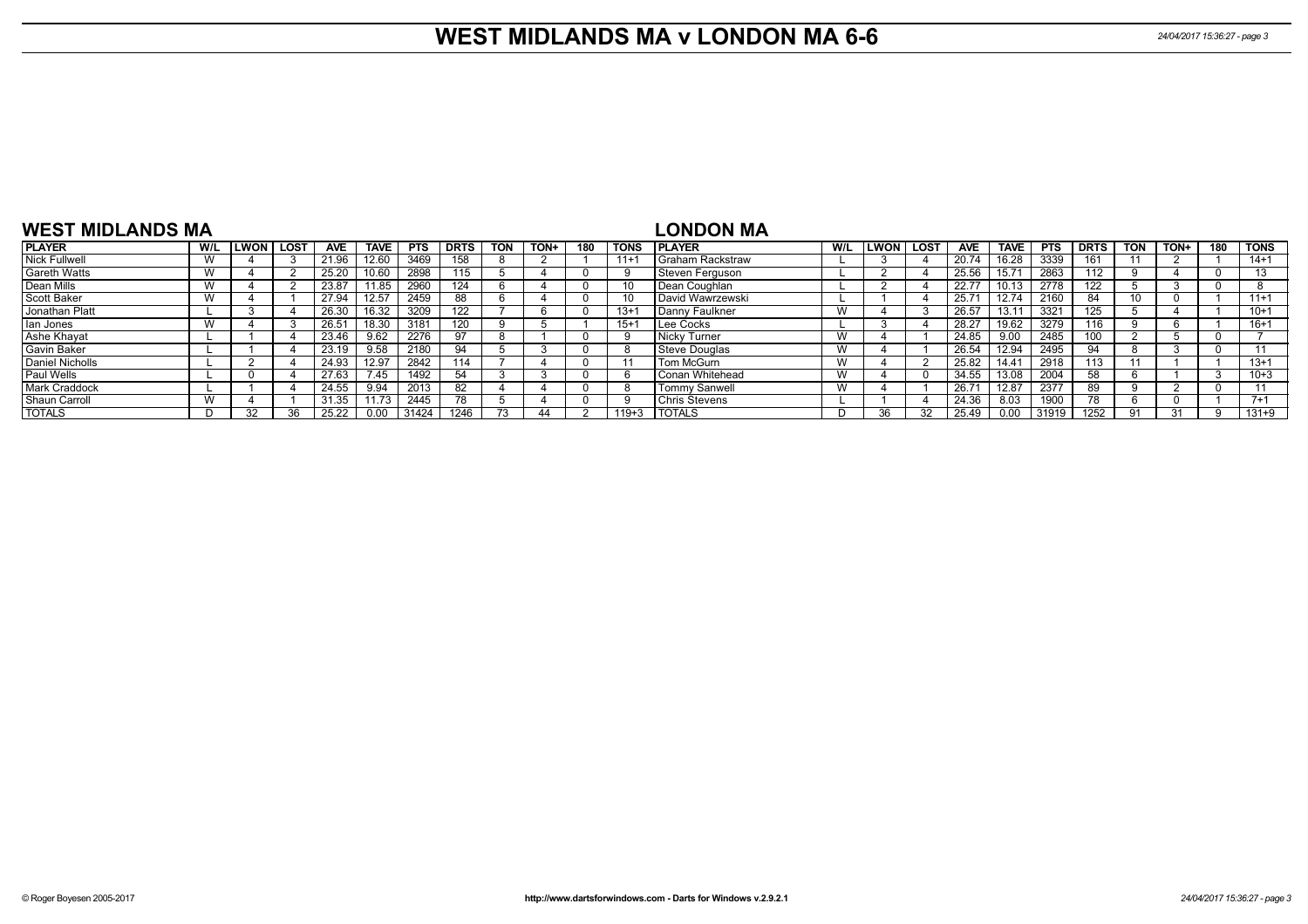# WEST MIDLANDS MA v LONDON MA 6-6

## WEST MIDLANDS MA

| PLAYER | W/L | LWON | LOST | AVE | TAVE | PTS | DRTS | TON | TON+ | 180 | TONS |
|---|---|---|---|---|---|---|---|---|---|---|---|
| Nick Fullwell | W | 4 | 3 | 21.96 | 12.60 | 3469 | 158 | 8 | 2 | 1 | 11+1 |
| Gareth Watts | W | 4 | 2 | 25.20 | 10.60 | 2898 | 115 | 5 | 4 | 0 | 9 |
| Dean Mills | W | 4 | 2 | 23.87 | 11.85 | 2960 | 124 | 6 | 4 | 0 | 10 |
| Scott Baker | W | 4 | 1 | 27.94 | 12.57 | 2459 | 88 | 6 | 4 | 0 | 10 |
| Jonathan Platt | L | 3 | 4 | 26.30 | 16.32 | 3209 | 122 | 7 | 6 | 0 | 13+1 |
| Ian Jones | W | 4 | 3 | 26.51 | 18.30 | 3181 | 120 | 9 | 5 | 1 | 15+1 |
| Ashe Khayat | L | 1 | 4 | 23.46 | 9.62 | 2276 | 97 | 8 | 1 | 0 | 9 |
| Gavin Baker | L | 1 | 4 | 23.19 | 9.58 | 2180 | 94 | 5 | 3 | 0 | 8 |
| Daniel Nicholls | L | 2 | 4 | 24.93 | 12.97 | 2842 | 114 | 7 | 4 | 0 | 11 |
| Paul Wells | L | 0 | 4 | 27.63 | 7.45 | 1492 | 54 | 3 | 3 | 0 | 6 |
| Mark Craddock | L | 1 | 4 | 24.55 | 9.94 | 2013 | 82 | 4 | 4 | 0 | 8 |
| Shaun Carroll | W | 4 | 1 | 31.35 | 11.73 | 2445 | 78 | 5 | 4 | 0 | 9 |
| TOTALS | D | 32 | 36 | 25.22 | 0.00 | 31424 | 1246 | 73 | 44 | 2 | 119+3 |

## LONDON MA

| PLAYER | W/L | LWON | LOST | AVE | TAVE | PTS | DRTS | TON | TON+ | 180 | TONS |
|---|---|---|---|---|---|---|---|---|---|---|---|
| Graham Rackstraw | L | 3 | 4 | 20.74 | 16.28 | 3339 | 161 | 11 | 2 | 1 | 14+1 |
| Steven Ferguson | L | 2 | 4 | 25.56 | 15.71 | 2863 | 112 | 9 | 4 | 0 | 13 |
| Dean Coughlan | L | 2 | 4 | 22.77 | 10.13 | 2778 | 122 | 5 | 3 | 0 | 8 |
| David Wawrzewski | L | 1 | 4 | 25.71 | 12.74 | 2160 | 84 | 10 | 0 | 1 | 11+1 |
| Danny Faulkner | W | 4 | 3 | 26.57 | 13.11 | 3321 | 125 | 5 | 4 | 1 | 10+1 |
| Lee Cocks | L | 3 | 4 | 28.27 | 19.62 | 3279 | 116 | 9 | 6 | 1 | 16+1 |
| Nicky Turner | W | 4 | 1 | 24.85 | 9.00 | 2485 | 100 | 2 | 5 | 0 | 7 |
| Steve Douglas | W | 4 | 1 | 26.54 | 12.94 | 2495 | 94 | 8 | 3 | 0 | 11 |
| Tom McGurn | W | 4 | 2 | 25.82 | 14.41 | 2918 | 113 | 11 | 1 | 1 | 13+1 |
| Conan Whitehead | W | 4 | 0 | 34.55 | 13.08 | 2004 | 58 | 6 | 1 | 3 | 10+3 |
| Tommy Sanwell | W | 4 | 1 | 26.71 | 12.87 | 2377 | 89 | 9 | 2 | 0 | 11 |
| Chris Stevens | L | 1 | 4 | 24.36 | 8.03 | 1900 | 78 | 6 | 0 | 1 | 7+1 |
| TOTALS | D | 36 | 32 | 25.49 | 0.00 | 31919 | 1252 | 91 | 31 | 9 | 131+9 |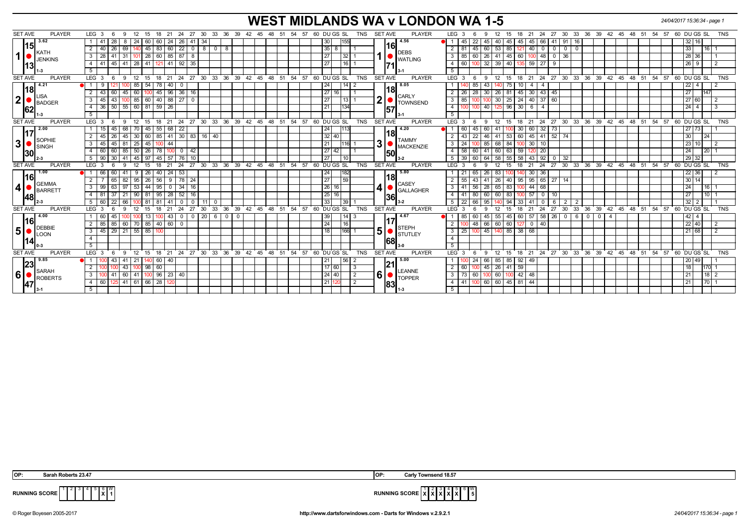# WEST MIDLANDS WA v LONDON WA 1-5

24/04/2017 15:36:34 - page 1

| SET AVE | PLAYER | LEG | 3 | 6 | 9 | 12 | 15 | 18 | 21 | 24 | 27 | 30 | 33 | 36 | DU | GS | SL | TNS | SET AVE | PLAYER | LEG | 3 | 6 | 9 | 12 | 15 | 18 | 21 | 24 | 27 | 30 | 33 | 36 | 39 | 42 | DU | GS | SL | TNS |
|---|---|---|---|---|---|---|---|---|---|---|---|---|---|---|---|---|---|---|---|---|---|---|---|---|---|---|---|---|---|---|---|---|---|---|---|---|---|---|---|
| 3.62 / 15 / 13 | 1 KATH JENKINS 1-3 | 1 | 41 | 28 | 8 | 24 | 60 | 60 | 24 | 26 | 41 | 34 | | | | 30 | | 155 | | 4.56 / 16 / 71 | 1 DEBS WATLING 3-1 | 1 | 45 | 22 | 45 | 40 | 45 | 45 | 45 | 66 | 41 | 91 | 16 | | | | 32 | 16 | | |
| | | 2 | 40 | 26 | 69 | 140 | 45 | 83 | 60 | 22 | 0 | 8 | 0 | 8 | | 35 | 8 | | 1 | | | 2 | 81 | 45 | 60 | 53 | 85 | 121 | 40 | 0 | 0 | 0 | 0 | | | | 33 | | 16 | 1 |
| | | 3 | 28 | 41 | 31 | 101 | 28 | 60 | 85 | 87 | 8 | | | | | 27 | | 32 | 1 | | | 3 | 85 | 60 | 26 | 41 | 45 | 60 | 100 | 48 | 0 | 36 | | | | | 28 | 36 | | 1 |
| | | 4 | 41 | 45 | 41 | 28 | 41 | 121 | 41 | 92 | 35 | | | | | 27 | | 16 | 1 | | | 4 | 60 | 100 | 32 | 39 | 40 | 135 | 59 | 27 | 9 | | | | | | 26 | 9 | | 2 |
| | | 5 | | | | | | | | | | | | | | | | | | | | 5 | | | | | | | | | | | | | | | | | | |
| 4.21 / 18 / 62 | 2 LISA BADGER 1-3 | 1 | 9 | 121 | 100 | 85 | 54 | 78 | 40 | 0 | | | | | | 24 | | 14 | 2 | 8.05 / 18 / 57 | 2 CARLY TOWNSEND 3-1 | 1 | 140 | 85 | 43 | 140 | 75 | 10 | 4 | 4 | | | | | | | 22 | 4 | | 2 |
| | | 2 | 43 | 60 | 45 | 60 | 100 | 45 | 96 | 36 | 16 | | | | | 27 | 16 | | 1 | | | 2 | 26 | 28 | 30 | 26 | 81 | 45 | 30 | 43 | 45 | | | | | | 27 | | 147 | |
| | | 3 | 45 | 43 | 100 | 85 | 60 | 40 | 88 | 27 | 0 | | | | | 27 | | 13 | 1 | | | 3 | 85 | 100 | 100 | 30 | 25 | 24 | 40 | 37 | 60 | | | | | | 27 | 60 | | 2 |
| | | 4 | 36 | 50 | 55 | 60 | 81 | 59 | 26 | | | | | | | 21 | | 134 | | | | 4 | 100 | 100 | 40 | 125 | 96 | 30 | 6 | 4 | | | | | | | 24 | 4 | | 3 |
| | | 5 | | | | | | | | | | | | | | | | | | | | 5 | | | | | | | | | | | | | | | | | | |
| 2.00 / 17 / 30 | 3 SOPHIE SINGH 2-3 | 1 | 15 | 45 | 68 | 70 | 45 | 55 | 68 | 22 | | | | | | 24 | | 113 | | 4.20 / 18 / 50 | 3 TAMMY MACKENZIE 3-2 | 1 | 60 | 45 | 60 | 41 | 100 | 30 | 60 | 32 | 73 | | | | | | 27 | 73 | | 1 |
| | | 2 | 45 | 26 | 45 | 30 | 60 | 85 | 41 | 30 | 83 | 16 | 40 | | | 32 | 40 | | | | | 2 | 43 | 22 | 46 | 41 | 53 | 60 | 45 | 41 | 52 | 74 | | | | | 30 | | 24 | |
| | | 3 | 45 | 45 | 81 | 25 | 45 | 100 | 44 | | | | | | | 21 | | 116 | 1 | | | 3 | 24 | 100 | 85 | 68 | 84 | 100 | 30 | 10 | | | | | | | 23 | 10 | | 2 |
| | | 4 | 60 | 60 | 85 | 50 | 26 | 78 | 100 | 0 | 42 | | | | | 27 | 42 | | 1 | | | 4 | 58 | 60 | 41 | 60 | 63 | 59 | 120 | 20 | | | | | | | 24 | | 20 | 1 |
| | | 5 | 90 | 30 | 41 | 45 | 97 | 45 | 57 | 76 | 10 | | | | | 27 | | 10 | | | | 5 | 39 | 60 | 64 | 58 | 55 | 58 | 43 | 92 | 0 | 32 | | | | | 29 | 32 | | |
| 1.00 / 16 / 48 | 4 GEMMA BARRETT 2-3 | 1 | 66 | 60 | 41 | 9 | 26 | 40 | 24 | 53 | | | | | | 24 | | 182 | | 5.80 / 18 / 36 | 4 CASEY GALLAGHER 3-2 | 1 | 21 | 65 | 26 | 83 | 100 | 140 | 30 | 36 | | | | | | | 22 | 36 | | 2 |
| | | 2 | 7 | 65 | 82 | 95 | 26 | 56 | 9 | 78 | 24 | | | | | 27 | | 59 | | | | 2 | 55 | 43 | 41 | 26 | 40 | 95 | 95 | 65 | 27 | 14 | | | | | 30 | 14 | | |
| | | 3 | 99 | 63 | 97 | 53 | 44 | 95 | 0 | 34 | 16 | | | | | 26 | 16 | | | | | 3 | 41 | 56 | 28 | 65 | 83 | 100 | 44 | 68 | | | | | | | 24 | | 16 | 1 |
| | | 4 | 81 | 37 | 21 | 90 | 81 | 95 | 28 | 52 | 16 | | | | | 25 | 16 | | | | | 4 | 41 | 80 | 60 | 60 | 83 | 100 | 57 | 0 | 10 | | | | | | 27 | | 10 | 1 |
| | | 5 | 60 | 22 | 66 | 100 | 81 | 81 | 41 | 0 | 0 | 11 | 0 | | | 33 | | 39 | 1 | | | 5 | 22 | 66 | 95 | 140 | 94 | 33 | 41 | 0 | 6 | 2 | 2 | | | | 32 | 2 | | 1 |
| 4.00 / 16 / 14 | 5 DEBBIE LOON 0-3 | 1 | 60 | 45 | 100 | 100 | 13 | 100 | 43 | 0 | 0 | 20 | 6 | 0 | 0 | 39 | | 14 | 3 | 4.67 / 17 / 68 | 5 STEPH STUTLEY 3-0 | 1 | 85 | 60 | 45 | 55 | 45 | 60 | 57 | 58 | 26 | 0 | 6 | 0 | 0 | 4 | 42 | 4 | | |
| | | 2 | 85 | 85 | 60 | 70 | 85 | 40 | 60 | 0 | | | | | | 24 | | 16 | | | | 2 | 100 | 48 | 66 | 60 | 60 | 127 | 0 | 40 | | | | | | | 22 | 40 | | 2 |
| | | 3 | 45 | 29 | 21 | 55 | 85 | 100 | | | | | | | | 18 | | 166 | 1 | | | 3 | 25 | 100 | 45 | 140 | 85 | 38 | 68 | | | | | | | | 21 | 68 | | 2 |
| | | 4 | | | | | | | | | | | | | | | | | | | | 4 | | | | | | | | | | | | | | | | | | |
| | | 5 | | | | | | | | | | | | | | | | | | | | 5 | | | | | | | | | | | | | | | | | | |
| 9.85 / 23 / 47 | 6 SARAH ROBERTS 3-1 | 1 | 100 | 43 | 41 | 21 | 140 | 60 | 40 | | | | | | | 21 | | 56 | 2 | 5.00 / 21 / 83 | 6 LEANNE TOPPER 1-3 | 1 | 100 | 24 | 66 | 85 | 85 | 92 | 49 | | | | | | | | 20 | 49 | | 1 |
| | | 2 | 100 | 100 | 43 | 100 | 98 | 60 | | | | | | | | 17 | 60 | | 3 | | | 2 | 60 | 100 | 45 | 26 | 41 | 59 | | | | | | | | | 18 | | 170 | 1 |
| | | 3 | 100 | 41 | 60 | 41 | 100 | 96 | 23 | 40 | | | | | | 24 | 40 | | 2 | | | 3 | 73 | 60 | 100 | 60 | 100 | 42 | 48 | | | | | | | | 21 | | 18 | 2 |
| | | 4 | 60 | 125 | 41 | 61 | 66 | 28 | 120 | | | | | | | 21 | 120 | | 2 | | | 4 | 41 | 100 | 60 | 60 | 45 | 81 | 44 | | | | | | | | 21 | | 70 | 1 |
| | | 5 | | | | | | | | | | | | | | | | | | | | 5 | | | | | | | | | | | | | | | | | | |

OP: Sarah Roberts 23.47

OP: Carly Townsend 18.57

RUNNING SCORE (West Midlands): 1 2 3 4 5 6 W — X in 6; W: 1

RUNNING SCORE (London): 1 2 3 4 5 6 W — X X X X X in 1–5; W: 5

© Roger Boyesen 2005-2017 http://www.dartsforwindows.com - Darts for Windows v.2.9.2.1 24/04/2017 15:36:34 - page 1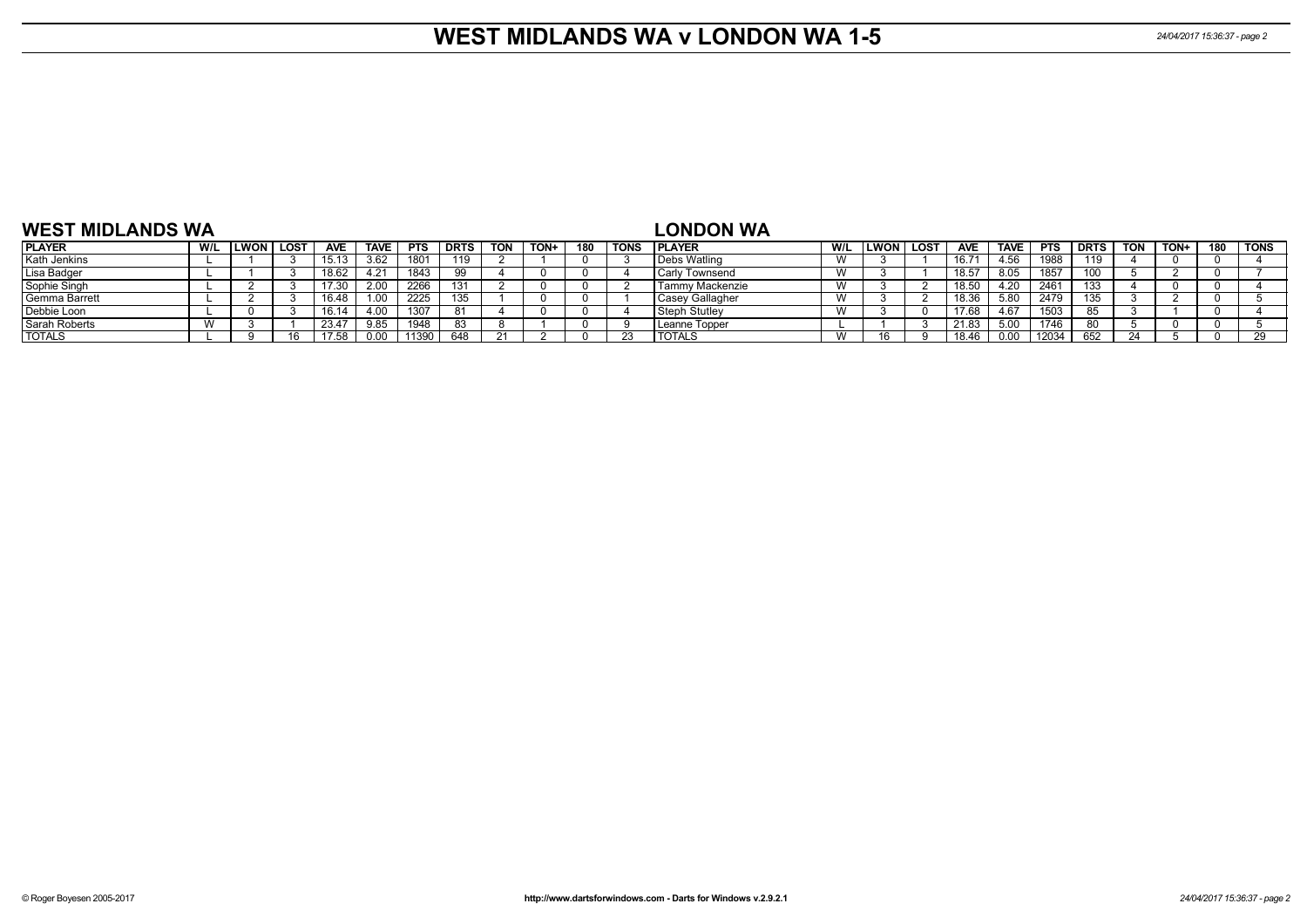# WEST MIDLANDS WA v LONDON WA 1-5

## WEST MIDLANDS WA

| PLAYER | W/L | LWON | LOST | AVE | TAVE | PTS | DRTS | TON | TON+ | 180 | TONS |
|---|---|---|---|---|---|---|---|---|---|---|---|
| Kath Jenkins | L | 1 | 3 | 15.13 | 3.62 | 1801 | 119 | 2 | 1 | 0 | 3 |
| Lisa Badger | L | 1 | 3 | 18.62 | 4.21 | 1843 | 99 | 4 | 0 | 0 | 4 |
| Sophie Singh | L | 2 | 3 | 17.30 | 2.00 | 2266 | 131 | 2 | 0 | 0 | 2 |
| Gemma Barrett | L | 2 | 3 | 16.48 | 1.00 | 2225 | 135 | 1 | 0 | 0 | 1 |
| Debbie Loon | L | 0 | 3 | 16.14 | 4.00 | 1307 | 81 | 4 | 0 | 0 | 4 |
| Sarah Roberts | W | 3 | 1 | 23.47 | 9.85 | 1948 | 83 | 8 | 1 | 0 | 9 |
| TOTALS | L | 9 | 16 | 17.58 | 0.00 | 11390 | 648 | 21 | 2 | 0 | 23 |

## LONDON WA

| PLAYER | W/L | LWON | LOST | AVE | TAVE | PTS | DRTS | TON | TON+ | 180 | TONS |
|---|---|---|---|---|---|---|---|---|---|---|---|
| Debs Watling | W | 3 | 1 | 16.71 | 4.56 | 1988 | 119 | 4 | 0 | 0 | 4 |
| Carly Townsend | W | 3 | 1 | 18.57 | 8.05 | 1857 | 100 | 5 | 2 | 0 | 7 |
| Tammy Mackenzie | W | 3 | 2 | 18.50 | 4.20 | 2461 | 133 | 4 | 0 | 0 | 4 |
| Casey Gallagher | W | 3 | 2 | 18.36 | 5.80 | 2479 | 135 | 3 | 2 | 0 | 5 |
| Steph Stutley | W | 3 | 0 | 17.68 | 4.67 | 1503 | 85 | 3 | 1 | 0 | 4 |
| Leanne Topper | L | 1 | 3 | 21.83 | 5.00 | 1746 | 80 | 5 | 0 | 0 | 5 |
| TOTALS | W | 16 | 9 | 18.46 | 0.00 | 12034 | 652 | 24 | 5 | 0 | 29 |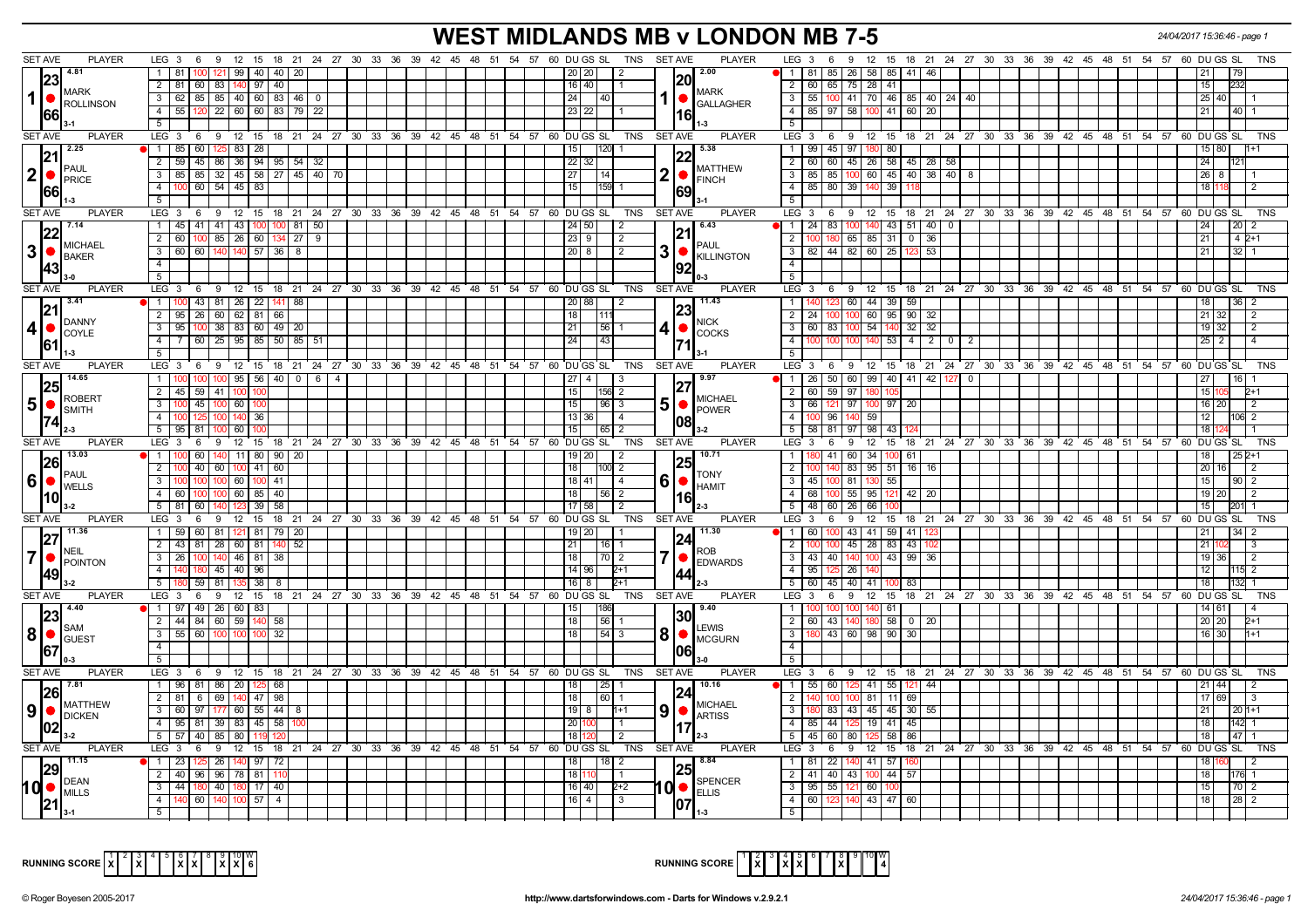# WEST MIDLANDS MB v LONDON MB 7-5

24/04/2017 15:36:46 - page 1

| SET AVE | PLAYER | LEG | Scores | DU | GS | SL | TNS | SET AVE | PLAYER | LEG | Scores | DU | GS | SL | TNS |
|---|---|---|---|---|---|---|---|---|---|---|---|---|---|---|---|
| 23.66 (4.81) | 1 MARK ROLLINSON 3-1 | 1 | 81 100 121 99 40 40 20 | 20 | 20 | | 2 | 20.16 (2.00) | 1 MARK GALLAGHER 1-3 | 1 | 81 85 26 58 85 41 46 | 21 | | 79 | |
| | | 2 | 81 60 83 140 97 40 | 16 | 40 | | 1 | | | 2 | 60 65 75 28 41 | 15 | | 232 | |
| | | 3 | 62 85 85 40 60 83 46 0 | 24 | | 40 | | | | 3 | 55 100 41 70 46 85 40 24 40 | 25 | 40 | | 1 |
| | | 4 | 55 120 22 60 60 83 79 22 | 23 | 22 | | 1 | | | 4 | 85 97 58 100 41 60 20 | 21 | | 40 | 1 |
| | | 5 | | | | | | | | 5 | | | | | |
| 21.66 (2.25) | 2 PAUL PRICE 1-3 | 1 | 85 60 125 83 28 | 15 | | 120 | 1 | 22.69 (5.38) | 2 MATTHEW FINCH 3-1 | 1 | 99 45 97 180 80 | 15 | 80 | | 1+1 |
| | | 2 | 59 45 86 36 94 95 54 32 | 22 | 32 | | | | | 2 | 60 60 45 26 58 45 28 58 | 24 | | 121 | |
| | | 3 | 85 85 32 45 58 27 45 40 70 | 27 | | 14 | | | | 3 | 85 85 100 60 45 40 38 40 8 | 26 | 8 | | 1 |
| | | 4 | 100 60 54 45 83 | 15 | | 159 | 1 | | | 4 | 85 80 39 140 39 118 | 18 | 118 | | 2 |
| | | 5 | | | | | | | | 5 | | | | | |
| 22.43 (7.14) | 3 MICHAEL BAKER 3-0 | 1 | 45 41 41 43 100 100 81 50 | 24 | 50 | | 2 | 21.92 (6.43) | 3 PAUL KILLINGTON 0-3 | 1 | 24 83 100 140 43 51 40 0 | 24 | | 20 | 2 |
| | | 2 | 60 100 85 26 60 134 27 9 | 23 | 9 | | 2 | | | 2 | 100 180 65 85 31 0 36 | 21 | | 4 | 2+1 |
| | | 3 | 60 60 140 140 57 36 8 | 20 | 8 | | 2 | | | 3 | 82 44 82 60 25 123 53 | 21 | | 32 | 1 |
| | | 4 | | | | | | | | 4 | | | | | |
| | | 5 | | | | | | | | 5 | | | | | |
| 21.61 (3.41) | 4 DANNY COYLE 1-3 | 1 | 100 43 81 26 22 141 88 | 20 | 88 | | 2 | 23.71 (11.43) | 4 NICK COCKS 3-1 | 1 | 140 123 60 44 39 59 | 18 | | 36 | 2 |
| | | 2 | 95 26 60 62 81 66 | 18 | | 111 | | | | 2 | 24 100 100 60 95 90 32 | 21 | 32 | | 2 |
| | | 3 | 95 100 38 83 60 49 20 | 21 | | 56 | 1 | | | 3 | 60 83 100 54 140 32 32 | 19 | 32 | | 2 |
| | | 4 | 7 60 25 95 85 50 85 51 | 24 | | 43 | | | | 4 | 100 100 100 140 53 4 2 0 2 | 25 | 2 | | 4 |
| | | 5 | | | | | | | | 5 | | | | | |
| 25.74 (14.65) | 5 ROBERT SMITH 2-3 | 1 | 100 100 100 95 56 40 0 6 4 | 27 | 4 | | 3 | 27.08 (9.97) | 5 MICHAEL POWER 3-2 | 1 | 26 50 60 99 40 41 42 127 0 | 27 | | 16 | 1 |
| | | 2 | 45 59 41 100 100 | 15 | | 156 | 2 | | | 2 | 60 59 97 180 105 | 15 | 105 | | 2+1 |
| | | 3 | 100 45 100 60 100 | 15 | | 96 | 3 | | | 3 | 66 121 97 100 97 20 | 16 | 20 | | 2 |
| | | 4 | 100 125 100 140 36 | 13 | 36 | | 4 | | | 4 | 100 96 140 59 | 12 | | 106 | 2 |
| | | 5 | 95 81 100 60 100 | 15 | | 65 | 2 | | | 5 | 58 81 97 98 43 124 | 18 | 124 | | 1 |
| 26.10 (13.03) | 6 PAUL WELLS 3-2 | 1 | 100 60 140 11 80 90 20 | 19 | 20 | | 2 | 25.16 (10.71) | 6 TONY HAMIT 2-3 | 1 | 180 41 60 34 100 61 | 18 | | 25 | 2+1 |
| | | 2 | 100 40 60 100 41 60 | 18 | | 100 | 2 | | | 2 | 100 140 83 95 51 16 16 | 20 | 16 | | 2 |
| | | 3 | 100 100 100 60 100 41 | 18 | 41 | | 4 | | | 3 | 45 100 81 130 55 | 15 | | 90 | 2 |
| | | 4 | 60 100 100 60 85 40 | 18 | | 56 | 2 | | | 4 | 68 100 55 95 121 42 20 | 19 | 20 | | 2 |
| | | 5 | 81 60 140 123 39 58 | 17 | 58 | | 2 | | | 5 | 48 60 26 66 100 | 15 | | 201 | 1 |
| 27.49 (11.36) | 7 NEIL POINTON 3-2 | 1 | 59 60 81 121 81 79 20 | 19 | 20 | | 1 | 24.44 (11.30) | 7 ROB EDWARDS 2-3 | 1 | 60 100 43 41 59 41 123 | 21 | | 34 | 2 |
| | | 2 | 43 81 28 60 81 140 52 | 21 | | 16 | 1 | | | 2 | 100 100 45 28 83 43 102 | 21 | 102 | | 3 |
| | | 3 | 26 100 140 46 81 38 | 18 | | 70 | 2 | | | 3 | 43 40 140 100 43 99 36 | 19 | 36 | | 2 |
| | | 4 | 140 180 45 40 96 | 14 | 96 | | 2+1 | | | 4 | 95 125 26 140 | 12 | | 115 | 2 |
| | | 5 | 180 59 81 135 38 8 | 16 | 8 | | 2+1 | | | 5 | 60 45 40 41 100 83 | 18 | | 132 | 1 |
| 23.67 (4.40) | 8 SAM GUEST 0-3 | 1 | 97 49 26 60 83 | 15 | | 186 | | 30.06 (9.40) | 8 LEWIS MCGURN 3-0 | 1 | 100 100 100 140 61 | 14 | 61 | | 4 |
| | | 2 | 44 84 60 59 140 58 | 18 | | 56 | 1 | | | 2 | 60 43 140 180 58 0 20 | 20 | 20 | | 2+1 |
| | | 3 | 55 60 100 100 100 32 | 18 | | 54 | 3 | | | 3 | 180 43 60 98 90 30 | 16 | 30 | | 1+1 |
| | | 4 | | | | | | | | 4 | | | | | |
| | | 5 | | | | | | | | 5 | | | | | |
| 26.02 (7.81) | 9 MATTHEW DICKEN 3-2 | 1 | 96 81 86 20 125 68 | 18 | | 25 | 1 | 24.17 (10.16) | 9 MICHAEL ARTISS 2-3 | 1 | 55 60 125 41 55 121 44 | 21 | 44 | | 2 |
| | | 2 | 81 6 69 140 47 98 | 18 | | 60 | 1 | | | 2 | 140 100 100 81 11 69 | 17 | 69 | | 3 |
| | | 3 | 60 97 177 60 55 44 8 | 19 | 8 | | 1+1 | | | 3 | 180 83 43 45 45 30 55 | 21 | | 20 | 1+1 |
| | | 4 | 95 81 39 83 45 58 100 | 20 | 100 | | 1 | | | 4 | 85 44 125 19 41 45 | 18 | | 142 | 1 |
| | | 5 | 57 40 85 80 119 120 | 18 | 120 | | 2 | | | 5 | 45 60 80 125 58 86 | 18 | | 47 | 1 |
| 29.21 (11.15) | 10 DEAN MILLS 3-1 | 1 | 23 125 26 140 97 72 | 18 | | 18 | 2 | 25.07 (8.84) | 10 SPENCER ELLIS 1-3 | 1 | 81 22 140 41 57 160 | 18 | 160 | | 2 |
| | | 2 | 40 96 96 78 81 110 | 18 | 110 | | 1 | | | 2 | 41 40 43 100 44 57 | 18 | | 176 | 1 |
| | | 3 | 44 180 40 180 17 40 | 16 | 40 | | 2+2 | | | 3 | 95 55 121 60 100 | 15 | | 70 | 2 |
| | | 4 | 140 60 140 100 57 4 | 16 | 4 | | 3 | | | 4 | 60 123 140 43 47 60 | 18 | | 28 | 2 |
| | | 5 | | | | | | | | 5 | | | | | |

RUNNING SCORE (West Midlands MB): 1 X, 2 -, 3 X, 4 -, 5 -, 6 X, 7 X, 8 -, 9 X, 10 X — W: 6

RUNNING SCORE (London MB): 1 -, 2 X, 3 -, 4 X, 5 X, 6 -, 7 -, 8 X, 9 -, 10 - — W: 4

© Roger Boyesen 2005-2017 http://www.dartsforwindows.com - Darts for Windows v.2.9.2.1 24/04/2017 15:36:46 - page 1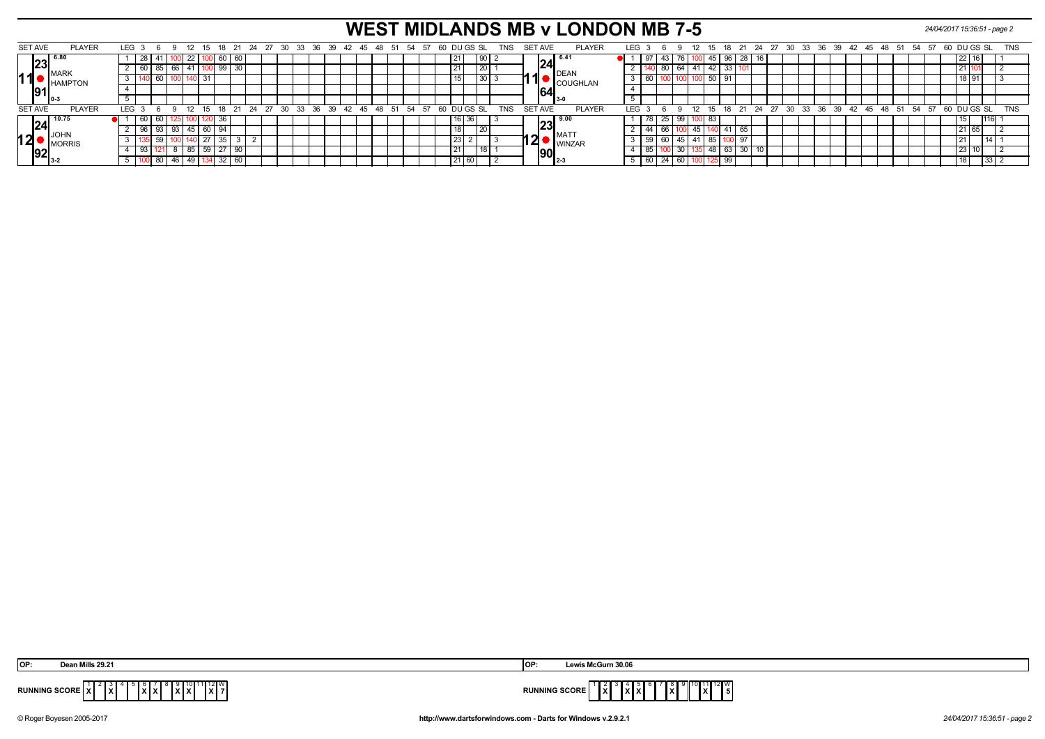# WEST MIDLANDS MB v LONDON MB 7-5

24/04/2017 15:36:51 - page 2

| SET AVE | PLAYER | LEG | 3 | 6 | 9 | 12 | 15 | 18 | 21 | 24 | DU | GS | SL | TNS | SET AVE | PLAYER | LEG | 3 | 6 | 9 | 12 | 15 | 18 | 21 | 24 | DU | GS | SL | TNS |
|---|---|---|---|---|---|---|---|---|---|---|---|---|---|---|---|---|---|---|---|---|---|---|---|---|---|---|---|---|---|
| 11 | MARK HAMPTON 6.80 23.91 0-3 | 1 | 28 | 41 | 100 | 22 | 100 | 60 | 60 | | 21 | | 90 | 2 | 11 | DEAN COUGHLAN 6.41 24.64 3-0 | 1 | 97 | 43 | 76 | 100 | 45 | 96 | 28 | 16 | 22 | 16 | | 1 |
| | | 2 | 60 | 85 | 66 | 41 | 100 | 99 | 30 | | 21 | | 20 | 1 | | | 2 | 140 | 80 | 64 | 41 | 42 | 33 | 101 | | 21 | 101 | | 2 |
| | | 3 | 140 | 60 | 100 | 140 | 31 | | | | 15 | | 30 | 3 | | | 3 | 60 | 100 | 100 | 100 | 50 | 91 | | | 18 | 91 | | 3 |
| | | 4 | | | | | | | | | | | | | | | 4 | | | | | | | | | | | | |
| | | 5 | | | | | | | | | | | | | | | 5 | | | | | | | | | | | | |

| SET AVE | PLAYER | LEG | 3 | 6 | 9 | 12 | 15 | 18 | 21 | 24 | 27 | DU | GS | SL | TNS | SET AVE | PLAYER | LEG | 3 | 6 | 9 | 12 | 15 | 18 | 21 | 24 | DU | GS | SL | TNS |
|---|---|---|---|---|---|---|---|---|---|---|---|---|---|---|---|---|---|---|---|---|---|---|---|---|---|---|---|---|---|---|
| 12 | JOHN MORRIS 10.75 24.92 3-2 | 1 | 60 | 60 | 125 | 100 | 120 | 36 | | | | 16 | 36 | | 3 | 12 | MATT WINZAR 9.00 23.90 2-3 | 1 | 78 | 25 | 99 | 100 | 83 | | | | 15 | | 116 | 1 |
| | | 2 | 96 | 93 | 93 | 45 | 60 | 94 | | | | 18 | | 20 | | | | 2 | 44 | 66 | 100 | 45 | 140 | 41 | 65 | | 21 | 65 | | 2 |
| | | 3 | 135 | 59 | 100 | 140 | 27 | 35 | 3 | 2 | | 23 | 2 | | 3 | | | 3 | 59 | 60 | 45 | 41 | 85 | 100 | 97 | | 21 | | 14 | 1 |
| | | 4 | 93 | 121 | 8 | 85 | 59 | 27 | 90 | | | 21 | | 18 | 1 | | | 4 | 85 | 100 | 30 | 135 | 48 | 63 | 30 | 10 | 23 | 10 | | 2 |
| | | 5 | 100 | 80 | 46 | 49 | 134 | 32 | 60 | | | 21 | 60 | | 2 | | | 5 | 60 | 24 | 60 | 100 | 125 | 99 | | | 18 | | 33 | 2 |

**OP:** Dean Mills 29.21

**OP:** Lewis McGurn 30.06

| RUNNING SCORE | 1 | 2 | 3 | 4 | 5 | 6 | 7 | 8 | 9 | 10 | 11 | 12 | W |
|---|---|---|---|---|---|---|---|---|---|---|---|---|---|
| | X | | X | | | X | X | | X | X | | X | 7 |

| RUNNING SCORE | 1 | 2 | 3 | 4 | 5 | 6 | 7 | 8 | 9 | 10 | 11 | 12 | W |
|---|---|---|---|---|---|---|---|---|---|---|---|---|---|
| | | X | | X | X | | | X | | | X | | 5 |

© Roger Boyesen 2005-2017 http://www.dartsforwindows.com - Darts for Windows v.2.9.2.1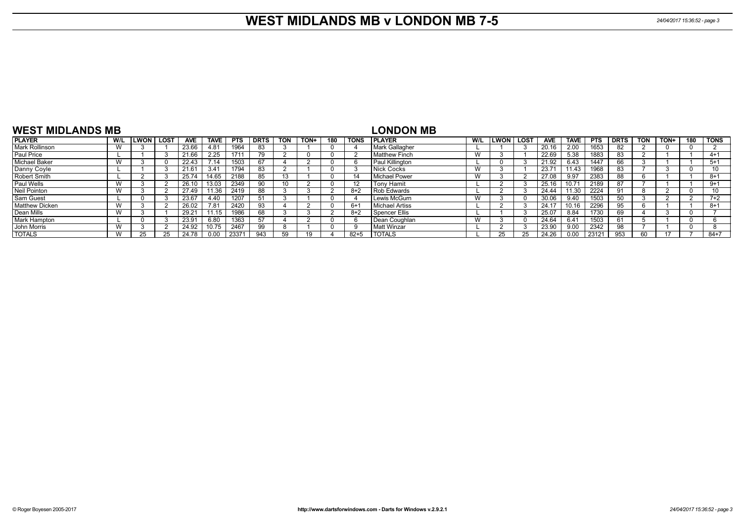# WEST MIDLANDS MB v LONDON MB 7-5

## WEST MIDLANDS MB

| PLAYER | W/L | LWON | LOST | AVE | TAVE | PTS | DRTS | TON | TON+ | 180 | TONS |
|---|---|---|---|---|---|---|---|---|---|---|---|
| Mark Rollinson | W | 3 | 1 | 23.66 | 4.81 | 1964 | 83 | 3 | 1 | 0 | 4 |
| Paul Price | L | 1 | 3 | 21.66 | 2.25 | 1711 | 79 | 2 | 0 | 0 | 2 |
| Michael Baker | W | 3 | 0 | 22.43 | 7.14 | 1503 | 67 | 4 | 2 | 0 | 6 |
| Danny Coyle | L | 1 | 3 | 21.61 | 3.41 | 1794 | 83 | 2 | 1 | 0 | 3 |
| Robert Smith | L | 2 | 3 | 25.74 | 14.65 | 2188 | 85 | 13 | 1 | 0 | 14 |
| Paul Wells | W | 3 | 2 | 26.10 | 13.03 | 2349 | 90 | 10 | 2 | 0 | 12 |
| Neil Pointon | W | 3 | 2 | 27.49 | 11.36 | 2419 | 88 | 3 | 3 | 2 | 8+2 |
| Sam Guest | L | 0 | 3 | 23.67 | 4.40 | 1207 | 51 | 3 | 1 | 0 | 4 |
| Matthew Dicken | W | 3 | 2 | 26.02 | 7.81 | 2420 | 93 | 4 | 2 | 0 | 6+1 |
| Dean Mills | W | 3 | 1 | 29.21 | 11.15 | 1986 | 68 | 3 | 3 | 2 | 8+2 |
| Mark Hampton | L | 0 | 3 | 23.91 | 6.80 | 1363 | 57 | 4 | 2 | 0 | 6 |
| John Morris | W | 3 | 2 | 24.92 | 10.75 | 2467 | 99 | 8 | 1 | 0 | 9 |
| TOTALS | W | 25 | 25 | 24.78 | 0.00 | 23371 | 943 | 59 | 19 | 4 | 82+5 |

## LONDON MB

| PLAYER | W/L | LWON | LOST | AVE | TAVE | PTS | DRTS | TON | TON+ | 180 | TONS |
|---|---|---|---|---|---|---|---|---|---|---|---|
| Mark Gallagher | L | 1 | 3 | 20.16 | 2.00 | 1653 | 82 | 2 | 0 | 0 | 2 |
| Matthew Finch | W | 3 | 1 | 22.69 | 5.38 | 1883 | 83 | 2 | 1 | 1 | 4+1 |
| Paul Killington | L | 0 | 3 | 21.92 | 6.43 | 1447 | 66 | 3 | 1 | 1 | 5+1 |
| Nick Cocks | W | 3 | 1 | 23.71 | 11.43 | 1968 | 83 | 7 | 3 | 0 | 10 |
| Michael Power | W | 3 | 2 | 27.08 | 9.97 | 2383 | 88 | 6 | 1 | 1 | 8+1 |
| Tony Hamit | L | 2 | 3 | 25.16 | 10.71 | 2189 | 87 | 7 | 1 | 1 | 9+1 |
| Rob Edwards | L | 2 | 3 | 24.44 | 11.30 | 2224 | 91 | 8 | 2 | 0 | 10 |
| Lewis McGurn | W | 3 | 0 | 30.06 | 9.40 | 1503 | 50 | 3 | 2 | 2 | 7+2 |
| Michael Artiss | L | 2 | 3 | 24.17 | 10.16 | 2296 | 95 | 6 | 1 | 1 | 8+1 |
| Spencer Ellis | L | 1 | 3 | 25.07 | 8.84 | 1730 | 69 | 4 | 3 | 0 | 7 |
| Dean Coughlan | W | 3 | 0 | 24.64 | 6.41 | 1503 | 61 | 5 | 1 | 0 | 6 |
| Matt Winzar | L | 2 | 3 | 23.90 | 9.00 | 2342 | 98 | 7 | 1 | 0 | 8 |
| TOTALS | L | 25 | 25 | 24.26 | 0.00 | 23121 | 953 | 60 | 17 | 7 | 84+7 |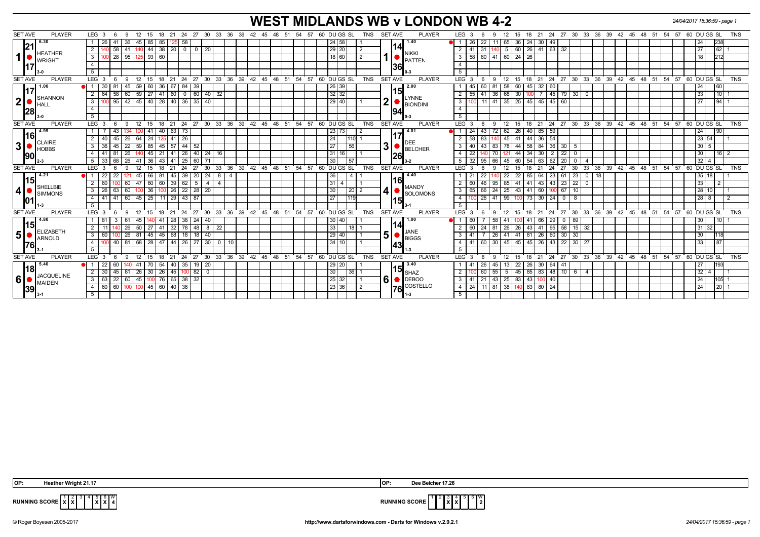# WEST MIDLANDS WB v LONDON WB 4-2

**Set 1**

| SET AVE | PLAYER | LEG | 3 | 6 | 9 | 12 | 15 | 18 | 21 | 24 | 27 | 30 | 33 | DU | GS | SL | TNS |
|---|---|---|---|---|---|---|---|---|---|---|---|---|---|---|---|---|---|
| 6.30 / 21.17 | HEATHER WRIGHT (3-0) | 1 | 26 | 41 | 36 | 45 | 85 | 85 | 125 | 58 | | | | | 24 | 58 | 1 |
| | | 2 | 140 | 58 | 41 | 140 | 44 | 38 | 20 | 0 | 0 | 20 | | | 29 | 20 | 2 |
| | | 3 | 100 | 28 | 95 | 125 | 93 | 60 | | | | | | | 18 | 60 | 2 |

| SET AVE | PLAYER | LEG | 3 | 6 | 9 | 12 | 15 | 18 | 21 | 24 | 27 | 30 | 33 | DU | GS | SL | TNS |
|---|---|---|---|---|---|---|---|---|---|---|---|---|---|---|---|---|---|
| 1.40 / 14.36 | NIKKI PATTEN (0-3) | 1 | 26 | 22 | 11 | 65 | 36 | 24 | 30 | 49 | | | | | 24 | | 238 |
| | | 2 | 41 | 31 | 140 | 5 | 60 | 26 | 41 | 63 | 32 | | | | 27 | | 62 1 |
| | | 3 | 58 | 80 | 41 | 60 | 24 | 26 | | | | | | | 18 | | 212 |

**Set 2**

| SET AVE | PLAYER | LEG | 3 | 6 | 9 | 12 | 15 | 18 | 21 | 24 | 27 | 30 | 33 | DU | GS | SL | TNS |
|---|---|---|---|---|---|---|---|---|---|---|---|---|---|---|---|---|---|
| 1.00 / 17.28 | SHANNON HALL (3-0) | 1 | 30 | 81 | 45 | 59 | 60 | 36 | 67 | 84 | 39 | | | | 26 | 39 | |
| | | 2 | 64 | 58 | 60 | 59 | 27 | 41 | 60 | 0 | 60 | 40 | 32 | | 32 | 32 | |
| | | 3 | 100 | 95 | 42 | 45 | 40 | 28 | 40 | 36 | 35 | 40 | | | 29 | 40 | 1 |

| SET AVE | PLAYER | LEG | 3 | 6 | 9 | 12 | 15 | 18 | 21 | 24 | 27 | 30 | 33 | DU | GS | SL | TNS |
|---|---|---|---|---|---|---|---|---|---|---|---|---|---|---|---|---|---|
| 2.00 / 15.94 | LYNNE BIONDINI (0-3) | 1 | 45 | 60 | 81 | 58 | 60 | 45 | 32 | 60 | | | | | 24 | | 60 |
| | | 2 | 55 | 41 | 36 | 68 | 30 | 100 | 7 | 45 | 79 | 30 | 0 | | 33 | | 10 1 |
| | | 3 | 100 | 11 | 41 | 35 | 25 | 45 | 45 | 45 | 60 | | | | 27 | | 94 1 |

**Set 3**

| SET AVE | PLAYER | LEG | 3 | 6 | 9 | 12 | 15 | 18 | 21 | 24 | 27 | 30 | 33 | DU | GS | SL | TNS |
|---|---|---|---|---|---|---|---|---|---|---|---|---|---|---|---|---|---|
| 4.99 / 16.90 | CLAIRE HOBBS (2-3) | 1 | 7 | 43 | 134 | 100 | 41 | 40 | 63 | 73 | | | | | 23 | 73 | 2 |
| | | 2 | 40 | 45 | 26 | 64 | 24 | 125 | 41 | 26 | | | | | 24 | | 110 1 |
| | | 3 | 36 | 45 | 22 | 59 | 85 | 45 | 57 | 44 | 52 | | | | 27 | | 56 |
| | | 4 | 41 | 81 | 26 | 140 | 45 | 21 | 41 | 26 | 40 | 24 | 16 | | 31 | 16 | 1 |
| | | 5 | 33 | 68 | 26 | 41 | 36 | 43 | 41 | 25 | 60 | 71 | | | 30 | | 57 |

| SET AVE | PLAYER | LEG | 3 | 6 | 9 | 12 | 15 | 18 | 21 | 24 | 27 | 30 | 33 | DU | GS | SL | TNS |
|---|---|---|---|---|---|---|---|---|---|---|---|---|---|---|---|---|---|
| 4.01 / 17.26 | DEE BELCHER (3-2) | 1 | 24 | 43 | 72 | 62 | 26 | 40 | 85 | 59 | | | | | 24 | | 90 |
| | | 2 | 58 | 83 | 140 | 45 | 41 | 44 | 36 | 54 | | | | | 23 | 54 | 1 |
| | | 3 | 40 | 43 | 83 | 78 | 44 | 58 | 84 | 36 | 30 | 5 | | | 30 | 5 | |
| | | 4 | 22 | 140 | 70 | 121 | 44 | 34 | 30 | 2 | 22 | 0 | | | 30 | | 16 2 |
| | | 5 | 32 | 95 | 66 | 45 | 60 | 54 | 63 | 62 | 20 | 0 | 4 | | 32 | 4 | |

**Set 4**

| SET AVE | PLAYER | LEG | 3 | 6 | 9 | 12 | 15 | 18 | 21 | 24 | 27 | 30 | 33 | 36 | DU | GS | SL | TNS |
|---|---|---|---|---|---|---|---|---|---|---|---|---|---|---|---|---|---|---|
| 4.21 / 15.01 | SHELLBIE SIMMONS (1-3) | 1 | 22 | 22 | 121 | 45 | 66 | 81 | 45 | 39 | 20 | 24 | 8 | 4 | 36 | | 4 | 1 |
| | | 2 | 60 | 100 | 60 | 47 | 60 | 60 | 39 | 62 | 5 | 4 | 4 | | 31 | 4 | | 1 |
| | | 3 | 26 | 63 | 60 | 100 | 36 | 100 | 26 | 22 | 28 | 20 | | | 30 | | 20 | 2 |
| | | 4 | 41 | 41 | 60 | 45 | 25 | 11 | 29 | 43 | 87 | | | | 27 | | 119 | |

| SET AVE | PLAYER | LEG | 3 | 6 | 9 | 12 | 15 | 18 | 21 | 24 | 27 | 30 | 33 | 36 | DU | GS | SL | TNS |
|---|---|---|---|---|---|---|---|---|---|---|---|---|---|---|---|---|---|---|
| 4.40 / 16.15 | MANDY SOLOMONS (3-1) | 1 | 21 | 22 | 140 | 22 | 22 | 85 | 64 | 23 | 61 | 23 | 0 | 18 | 35 | 18 | | 1 |
| | | 2 | 60 | 46 | 95 | 85 | 41 | 41 | 43 | 43 | 23 | 22 | 0 | | 33 | | 2 | |
| | | 3 | 65 | 66 | 24 | 25 | 43 | 41 | 60 | 100 | 67 | 10 | | | 28 | 10 | | 1 |
| | | 4 | 100 | 26 | 41 | 99 | 100 | 73 | 30 | 24 | 0 | 8 | | | 28 | 8 | | 2 |

**Set 5**

| SET AVE | PLAYER | LEG | 3 | 6 | 9 | 12 | 15 | 18 | 21 | 24 | 27 | 30 | 33 | 36 | DU | GS | SL | TNS |
|---|---|---|---|---|---|---|---|---|---|---|---|---|---|---|---|---|---|---|
| 4.80 / 15.76 | ELIZABETH ARNOLD (3-1) | 1 | 81 | 3 | 61 | 45 | 140 | 41 | 28 | 38 | 24 | 40 | | | 30 | 40 | | 1 |
| | | 2 | 11 | 140 | 26 | 50 | 27 | 41 | 32 | 78 | 48 | 8 | 22 | | 33 | | 18 | 1 |
| | | 3 | 60 | 100 | 26 | 81 | 45 | 45 | 68 | 18 | 18 | 40 | | | 29 | 40 | | 1 |
| | | 4 | 100 | 40 | 81 | 68 | 28 | 47 | 44 | 26 | 27 | 30 | 0 | 10 | 34 | 10 | | 1 |

| SET AVE | PLAYER | LEG | 3 | 6 | 9 | 12 | 15 | 18 | 21 | 24 | 27 | 30 | 33 | 36 | DU | GS | SL | TNS |
|---|---|---|---|---|---|---|---|---|---|---|---|---|---|---|---|---|---|---|
| 1.00 / 14.43 | JANE BIGGS (1-3) | 1 | 60 | 7 | 58 | 41 | 100 | 41 | 66 | 29 | 0 | 89 | | | 30 | | 10 | 1 |
| | | 2 | 60 | 24 | 81 | 26 | 26 | 43 | 41 | 95 | 58 | 15 | 32 | | 31 | 32 | | |
| | | 3 | 41 | 7 | 26 | 41 | 41 | 81 | 26 | 60 | 30 | 30 | | | 30 | | 118 | |
| | | 4 | 41 | 60 | 30 | 45 | 45 | 45 | 26 | 43 | 22 | 30 | 27 | | 33 | | 87 | |

**Set 6**

| SET AVE | PLAYER | LEG | 3 | 6 | 9 | 12 | 15 | 18 | 21 | 24 | 27 | 30 | 33 | DU | GS | SL | TNS |
|---|---|---|---|---|---|---|---|---|---|---|---|---|---|---|---|---|---|
| 5.40 / 18.39 | JACQUELINE MAIDEN (3-1) | 1 | 22 | 60 | 140 | 41 | 70 | 54 | 40 | 35 | 19 | 20 | | | 29 | 20 | 1 |
| | | 2 | 30 | 45 | 81 | 26 | 30 | 26 | 45 | 100 | 82 | 0 | | | 30 | | 36 1 |
| | | 3 | 63 | 22 | 60 | 45 | 100 | 76 | 65 | 38 | 32 | | | | 25 | 32 | 1 |
| | | 4 | 60 | 60 | 100 | 100 | 45 | 60 | 40 | 36 | | | | | 23 | 36 | 2 |

| SET AVE | PLAYER | LEG | 3 | 6 | 9 | 12 | 15 | 18 | 21 | 24 | 27 | 30 | 33 | DU | GS | SL | TNS |
|---|---|---|---|---|---|---|---|---|---|---|---|---|---|---|---|---|---|
| 3.40 / 15.76 | SHAZ DEBOO COSTELLO (1-3) | 1 | 41 | 26 | 45 | 13 | 22 | 26 | 30 | 64 | 41 | | | | 27 | | 193 |
| | | 2 | 100 | 60 | 55 | 5 | 45 | 85 | 83 | 48 | 10 | 6 | 4 | | 32 | 4 | |
| | | 3 | 41 | 21 | 43 | 25 | 83 | 43 | 100 | 40 | | | | | 24 | | 105 1 |
| | | 4 | 24 | 11 | 81 | 38 | 140 | 83 | 80 | 24 | | | | | 24 | | 20 1 |

OP: Heather Wright 21.17

OP: Dee Belcher 17.26

RUNNING SCORE (West Midlands): 1 X, 2 X, 3, 4, 5 X, 6 X — W 4

RUNNING SCORE (London): 1, 2, 3 X, 4 X, 5, 6 — W 2

© Roger Boyesen 2005-2017 http://www.dartsforwindows.com - Darts for Windows v.2.9.2.1 24/04/2017 15:36:59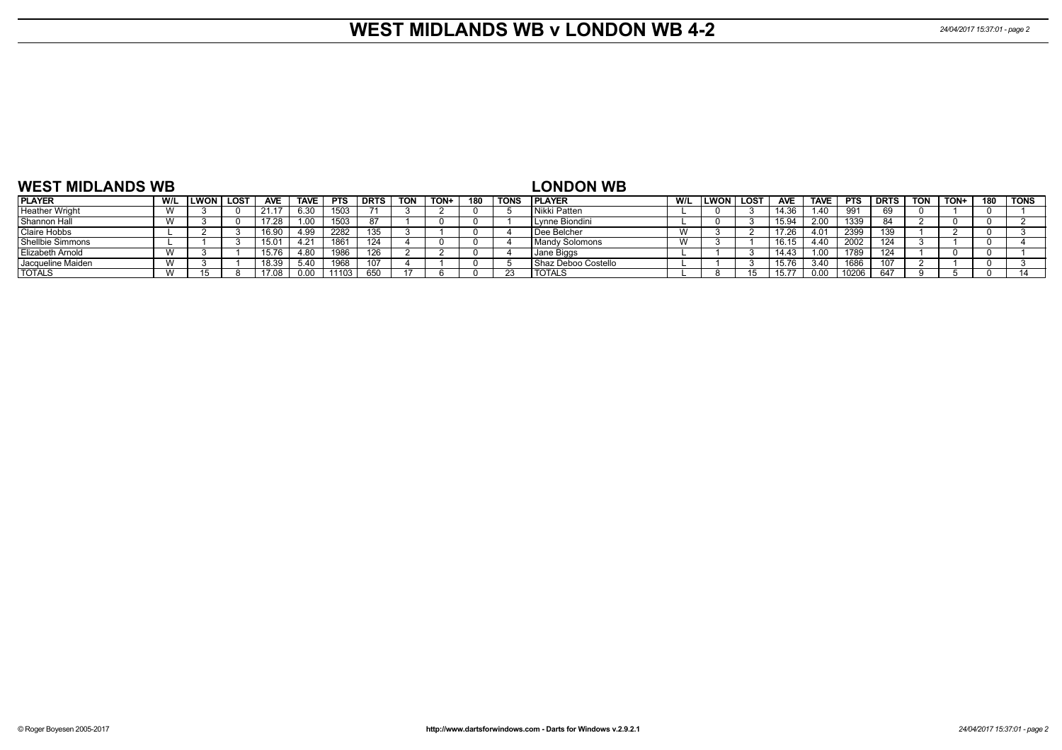# WEST MIDLANDS WB v LONDON WB 4-2

## WEST MIDLANDS WB

| PLAYER | W/L | LWON | LOST | AVE | TAVE | PTS | DRTS | TON | TON+ | 180 | TONS |
|---|---|---|---|---|---|---|---|---|---|---|---|
| Heather Wright | W | 3 | 0 | 21.17 | 6.30 | 1503 | 71 | 3 | 2 | 0 | 5 |
| Shannon Hall | W | 3 | 0 | 17.28 | 1.00 | 1503 | 87 | 1 | 0 | 0 | 1 |
| Claire Hobbs | L | 2 | 3 | 16.90 | 4.99 | 2282 | 135 | 3 | 1 | 0 | 4 |
| Shellbie Simmons | L | 1 | 3 | 15.01 | 4.21 | 1861 | 124 | 4 | 0 | 0 | 4 |
| Elizabeth Arnold | W | 3 | 1 | 15.76 | 4.80 | 1986 | 126 | 2 | 2 | 0 | 4 |
| Jacqueline Maiden | W | 3 | 1 | 18.39 | 5.40 | 1968 | 107 | 4 | 1 | 0 | 5 |
| TOTALS | W | 15 | 8 | 17.08 | 0.00 | 11103 | 650 | 17 | 6 | 0 | 23 |

## LONDON WB

| PLAYER | W/L | LWON | LOST | AVE | TAVE | PTS | DRTS | TON | TON+ | 180 | TONS |
|---|---|---|---|---|---|---|---|---|---|---|---|
| Nikki Patten | L | 0 | 3 | 14.36 | 1.40 | 991 | 69 | 0 | 1 | 0 | 1 |
| Lynne Biondini | L | 0 | 3 | 15.94 | 2.00 | 1339 | 84 | 2 | 0 | 0 | 2 |
| Dee Belcher | W | 3 | 2 | 17.26 | 4.01 | 2399 | 139 | 1 | 2 | 0 | 3 |
| Mandy Solomons | W | 3 | 1 | 16.15 | 4.40 | 2002 | 124 | 3 | 1 | 0 | 4 |
| Jane Biggs | L | 1 | 3 | 14.43 | 1.00 | 1789 | 124 | 1 | 0 | 0 | 1 |
| Shaz Deboo Costello | L | 1 | 3 | 15.76 | 3.40 | 1686 | 107 | 2 | 1 | 0 | 3 |
| TOTALS | L | 8 | 15 | 15.77 | 0.00 | 10206 | 647 | 9 | 5 | 0 | 14 |